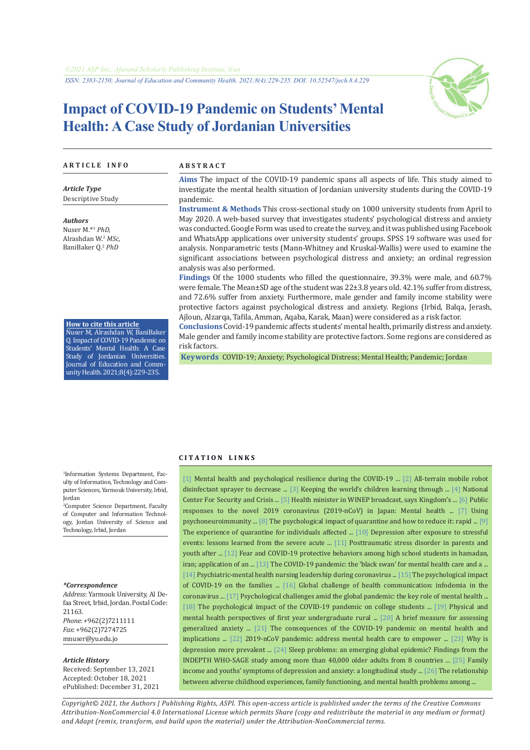©2021 ASP Ins., Afarand Scholarly Publishing Institute, Iran

ISSN: 2383-2150; Journal of Education and Community Health. 2021;8(4):229-235. DOI: 10.52547/jech.8.4.229

# Impact of COVID-19 Pandemic on Students' Mental Health: A Case Study of Jordanian Universities

## ARTICLE INFO

***Article Type***

Descriptive Study

***Authors***

Nuser M.*[1] *PhD,*
Alrashdan W.[2] *MSc,*
BaniBaker Q.[2] *PhD*

**How to cite this article**

Nuser M, Alrashdan W, BaniBaker Q. Impact of COVID-19 Pandemic on Students' Mental Health: A Case Study of Jordanian Universities. Journal of Education and Community Health. 2021;8(4):229-235.

[1]Information Systems Department, Faculty of Information, Technology and Computer Sciences, Yarmouk University, Irbid, Jordan

[2]Computer Science Department, Faculty of Computer and Information Technology, Jordan University of Science and Technology, Irbid, Jordan

***\*Correspondence***

*Address*: Yarmouk University, Al Defaa Street, Irbid, Jordan. Postal Code: 21163.
*Phone*: +962(2)7211111
*Fax*: +962(2)7274725
mnuser@yu.edu.jo

***Article History***

Received: September 13, 2021
Accepted: October 18, 2021
ePublished: December 31, 2021

## ABSTRACT

**Aims** The impact of the COVID-19 pandemic spans all aspects of life. This study aimed to investigate the mental health situation of Jordanian university students during the COVID-19 pandemic.

**Instrument & Methods** This cross-sectional study on 1000 university students from April to May 2020. A web-based survey that investigates students' psychological distress and anxiety was conducted. Google Form was used to create the survey, and it was published using Facebook and WhatsApp applications over university students' groups. SPSS 19 software was used for analysis. Nonparametric tests (Mann-Whitney and Kruskal-Wallis) were used to examine the significant associations between psychological distress and anxiety; an ordinal regression analysis was also performed.

**Findings** Of the 1000 students who filled the questionnaire, 39.3% were male, and 60.7% were female. The Mean±SD age of the student was 22±3.8 years old. 42.1% suffer from distress, and 72.6% suffer from anxiety. Furthermore, male gender and family income stability were protective factors against psychological distress and anxiety. Regions (Irbid, Balqa, Jerash, Ajloun, Alzarqa, Tafila, Amman, Aqaba, Karak, Maan) were considered as a risk factor.

**Conclusions** Covid-19 pandemic affects students' mental health, primarily distress and anxiety. Male gender and family income stability are protective factors. Some regions are considered as risk factors.

**Keywords** COVID-19; Anxiety; Psychological Distress; Mental Health; Pandemic; Jordan

## CITATION LINKS

[1] Mental health and psychological resilience during the COVID-19 ... [2] All-terrain mobile robot disinfectant sprayer to decrease ... [3] Keeping the world's children learning through ... [4] National Center For Security and Crisis ... [5] Health minister in WINEP broadcast, says Kingdom's ... [6] Public responses to the novel 2019 coronavirus (2019-nCoV) in Japan: Mental health ... [7] Using psychoneuroimmunity ... [8] The psychological impact of quarantine and how to reduce it: rapid ... [9] The experience of quarantine for individuals affected ... [10] Depression after exposure to stressful events: lessons learned from the severe acute ... [11] Posttraumatic stress disorder in parents and youth after ... [12] Fear and COVID-19 protective behaviors among high school students in hamadan, iran; application of an ... [13] The COVID-19 pandemic: the 'black swan' for mental health care and a ... [14] Psychiatric-mental health nursing leadership during coronavirus ... [15] The psychological impact of COVID-19 on the families ... [16] Global challenge of health communication: infodemia in the coronavirus ... [17] Psychological challenges amid the global pandemic: the key role of mental health ... [18] The psychological impact of the COVID-19 pandemic on college students ... [19] Physical and mental health perspectives of first year undergraduate rural ... [20] A brief measure for assessing generalized anxiety ... [21] The consequences of the COVID-19 pandemic on mental health and implications ... [22] 2019-nCoV pandemic: address mental health care to empower ... [23] Why is depression more prevalent ... [24] Sleep problems: an emerging global epidemic? Findings from the INDEPTH WHO-SAGE study among more than 40,000 older adults from 8 countries ... [25] Family income and youths' symptoms of depression and anxiety: a longitudinal study ... [26] The relationship between adverse childhood experiences, family functioning, and mental health problems among ...

*Copyright© 2021, the Authors | Publishing Rights, ASPI. This open-access article is published under the terms of the Creative Commons Attribution-NonCommercial 4.0 International License which permits Share (copy and redistribute the material in any medium or format) and Adapt (remix, transform, and build upon the material) under the Attribution-NonCommercial terms.*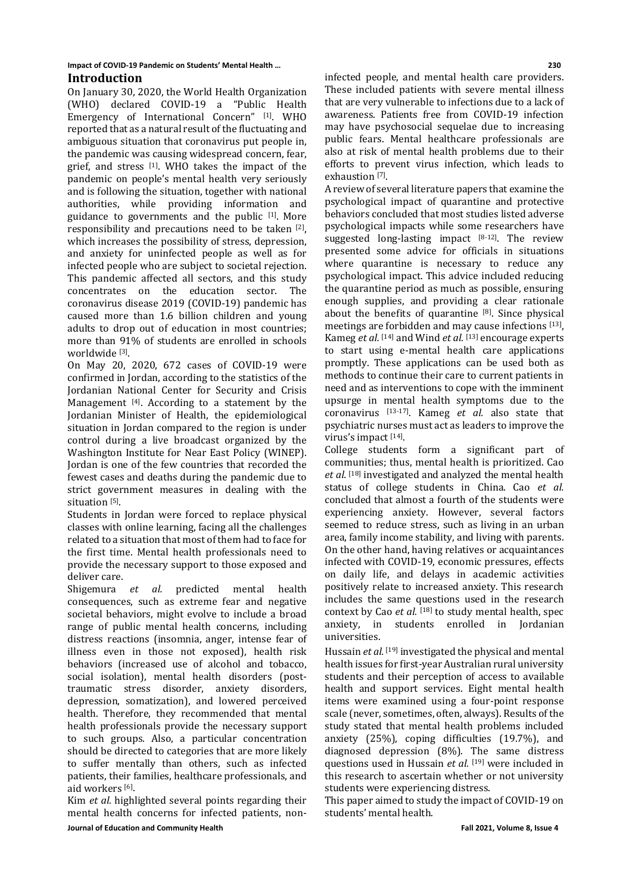## Introduction

On January 30, 2020, the World Health Organization (WHO) declared COVID-19 a "Public Health Emergency of International Concern" [1]. WHO reported that as a natural result of the fluctuating and ambiguous situation that coronavirus put people in, the pandemic was causing widespread concern, fear, grief, and stress [1]. WHO takes the impact of the pandemic on people's mental health very seriously and is following the situation, together with national authorities, while providing information and guidance to governments and the public [1]. More responsibility and precautions need to be taken [2], which increases the possibility of stress, depression, and anxiety for uninfected people as well as for infected people who are subject to societal rejection. This pandemic affected all sectors, and this study concentrates on the education sector. The coronavirus disease 2019 (COVID-19) pandemic has caused more than 1.6 billion children and young adults to drop out of education in most countries; more than 91% of students are enrolled in schools worldwide [3].

On May 20, 2020, 672 cases of COVID-19 were confirmed in Jordan, according to the statistics of the Jordanian National Center for Security and Crisis Management [4]. According to a statement by the Jordanian Minister of Health, the epidemiological situation in Jordan compared to the region is under control during a live broadcast organized by the Washington Institute for Near East Policy (WINEP). Jordan is one of the few countries that recorded the fewest cases and deaths during the pandemic due to strict government measures in dealing with the situation [5].

Students in Jordan were forced to replace physical classes with online learning, facing all the challenges related to a situation that most of them had to face for the first time. Mental health professionals need to provide the necessary support to those exposed and deliver care.

Shigemura *et al.* predicted mental health consequences, such as extreme fear and negative societal behaviors, might evolve to include a broad range of public mental health concerns, including distress reactions (insomnia, anger, intense fear of illness even in those not exposed), health risk behaviors (increased use of alcohol and tobacco, social isolation), mental health disorders (post-traumatic stress disorder, anxiety disorders, depression, somatization), and lowered perceived health. Therefore, they recommended that mental health professionals provide the necessary support to such groups. Also, a particular concentration should be directed to categories that are more likely to suffer mentally than others, such as infected patients, their families, healthcare professionals, and aid workers [6].

Kim *et al.* highlighted several points regarding their mental health concerns for infected patients, non-infected people, and mental health care providers. These included patients with severe mental illness that are very vulnerable to infections due to a lack of awareness. Patients free from COVID-19 infection may have psychosocial sequelae due to increasing public fears. Mental healthcare professionals are also at risk of mental health problems due to their efforts to prevent virus infection, which leads to exhaustion [7].

A review of several literature papers that examine the psychological impact of quarantine and protective behaviors concluded that most studies listed adverse psychological impacts while some researchers have suggested long-lasting impact [8-12]. The review presented some advice for officials in situations where quarantine is necessary to reduce any psychological impact. This advice included reducing the quarantine period as much as possible, ensuring enough supplies, and providing a clear rationale about the benefits of quarantine [8]. Since physical meetings are forbidden and may cause infections [13], Kameg *et al.* [14] and Wind *et al.* [13] encourage experts to start using e-mental health care applications promptly. These applications can be used both as methods to continue their care to current patients in need and as interventions to cope with the imminent upsurge in mental health symptoms due to the coronavirus [13-17]. Kameg *et al.* also state that psychiatric nurses must act as leaders to improve the virus's impact [14].

College students form a significant part of communities; thus, mental health is prioritized. Cao *et al.* [18] investigated and analyzed the mental health status of college students in China. Cao *et al.* concluded that almost a fourth of the students were experiencing anxiety. However, several factors seemed to reduce stress, such as living in an urban area, family income stability, and living with parents. On the other hand, having relatives or acquaintances infected with COVID-19, economic pressures, effects on daily life, and delays in academic activities positively relate to increased anxiety. This research includes the same questions used in the research context by Cao *et al.* [18] to study mental health, spec anxiety, in students enrolled in Jordanian universities.

Hussain *et al.* [19] investigated the physical and mental health issues for first-year Australian rural university students and their perception of access to available health and support services. Eight mental health items were examined using a four-point response scale (never, sometimes, often, always). Results of the study stated that mental health problems included anxiety (25%), coping difficulties (19.7%), and diagnosed depression (8%). The same distress questions used in Hussain *et al.* [19] were included in this research to ascertain whether or not university students were experiencing distress.

This paper aimed to study the impact of COVID-19 on students' mental health.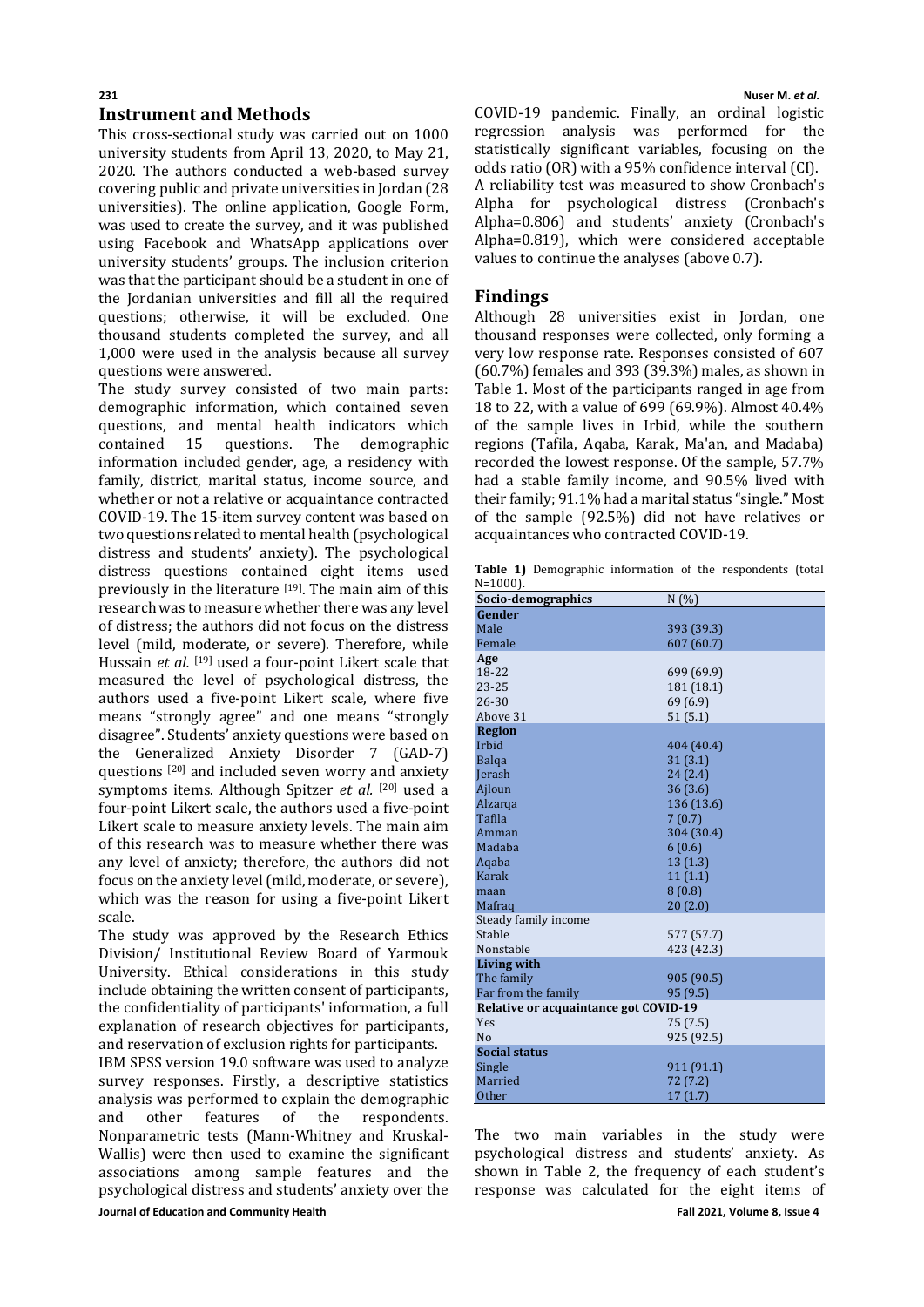## Instrument and Methods

This cross-sectional study was carried out on 1000 university students from April 13, 2020, to May 21, 2020. The authors conducted a web-based survey covering public and private universities in Jordan (28 universities). The online application, Google Form, was used to create the survey, and it was published using Facebook and WhatsApp applications over university students' groups. The inclusion criterion was that the participant should be a student in one of the Jordanian universities and fill all the required questions; otherwise, it will be excluded. One thousand students completed the survey, and all 1,000 were used in the analysis because all survey questions were answered.

The study survey consisted of two main parts: demographic information, which contained seven questions, and mental health indicators which contained 15 questions. The demographic information included gender, age, a residency with family, district, marital status, income source, and whether or not a relative or acquaintance contracted COVID-19. The 15-item survey content was based on two questions related to mental health (psychological distress and students' anxiety). The psychological distress questions contained eight items used previously in the literature [19]. The main aim of this research was to measure whether there was any level of distress; the authors did not focus on the distress level (mild, moderate, or severe). Therefore, while Hussain *et al.* [19] used a four-point Likert scale that measured the level of psychological distress, the authors used a five-point Likert scale, where five means "strongly agree" and one means "strongly disagree". Students' anxiety questions were based on the Generalized Anxiety Disorder 7 (GAD-7) questions [20] and included seven worry and anxiety symptoms items. Although Spitzer *et al.* [20] used a four-point Likert scale, the authors used a five-point Likert scale to measure anxiety levels. The main aim of this research was to measure whether there was any level of anxiety; therefore, the authors did not focus on the anxiety level (mild, moderate, or severe), which was the reason for using a five-point Likert scale.

The study was approved by the Research Ethics Division/ Institutional Review Board of Yarmouk University. Ethical considerations in this study include obtaining the written consent of participants, the confidentiality of participants' information, a full explanation of research objectives for participants, and reservation of exclusion rights for participants.

IBM SPSS version 19.0 software was used to analyze survey responses. Firstly, a descriptive statistics analysis was performed to explain the demographic and other features of the respondents. Nonparametric tests (Mann-Whitney and Kruskal-Wallis) were then used to examine the significant associations among sample features and the psychological distress and students' anxiety over the COVID-19 pandemic. Finally, an ordinal logistic regression analysis was performed for the statistically significant variables, focusing on the odds ratio (OR) with a 95% confidence interval (CI).

A reliability test was measured to show Cronbach's Alpha for psychological distress (Cronbach's Alpha=0.806) and students' anxiety (Cronbach's Alpha=0.819), which were considered acceptable values to continue the analyses (above 0.7).

## Findings

Although 28 universities exist in Jordan, one thousand responses were collected, only forming a very low response rate. Responses consisted of 607 (60.7%) females and 393 (39.3%) males, as shown in Table 1. Most of the participants ranged in age from 18 to 22, with a value of 699 (69.9%). Almost 40.4% of the sample lives in Irbid, while the southern regions (Tafila, Aqaba, Karak, Ma'an, and Madaba) recorded the lowest response. Of the sample, 57.7% had a stable family income, and 90.5% lived with their family; 91.1% had a marital status "single." Most of the sample (92.5%) did not have relatives or acquaintances who contracted COVID-19.

**Table 1)** Demographic information of the respondents (total N=1000).

| Socio-demographics | N (%) |
|---|---|
| **Gender** | |
| Male | 393 (39.3) |
| Female | 607 (60.7) |
| **Age** | |
| 18-22 | 699 (69.9) |
| 23-25 | 181 (18.1) |
| 26-30 | 69 (6.9) |
| Above 31 | 51 (5.1) |
| **Region** | |
| Irbid | 404 (40.4) |
| Balqa | 31 (3.1) |
| Jerash | 24 (2.4) |
| Ajloun | 36 (3.6) |
| Alzarqa | 136 (13.6) |
| Tafila | 7 (0.7) |
| Amman | 304 (30.4) |
| Madaba | 6 (0.6) |
| Aqaba | 13 (1.3) |
| Karak | 11 (1.1) |
| maan | 8 (0.8) |
| Mafraq | 20 (2.0) |
| Steady family income | |
| Stable | 577 (57.7) |
| Nonstable | 423 (42.3) |
| **Living with** | |
| The family | 905 (90.5) |
| Far from the family | 95 (9.5) |
| **Relative or acquaintance got COVID-19** | |
| Yes | 75 (7.5) |
| No | 925 (92.5) |
| **Social status** | |
| Single | 911 (91.1) |
| Married | 72 (7.2) |
| Other | 17 (1.7) |

The two main variables in the study were psychological distress and students' anxiety. As shown in Table 2, the frequency of each student's response was calculated for the eight items of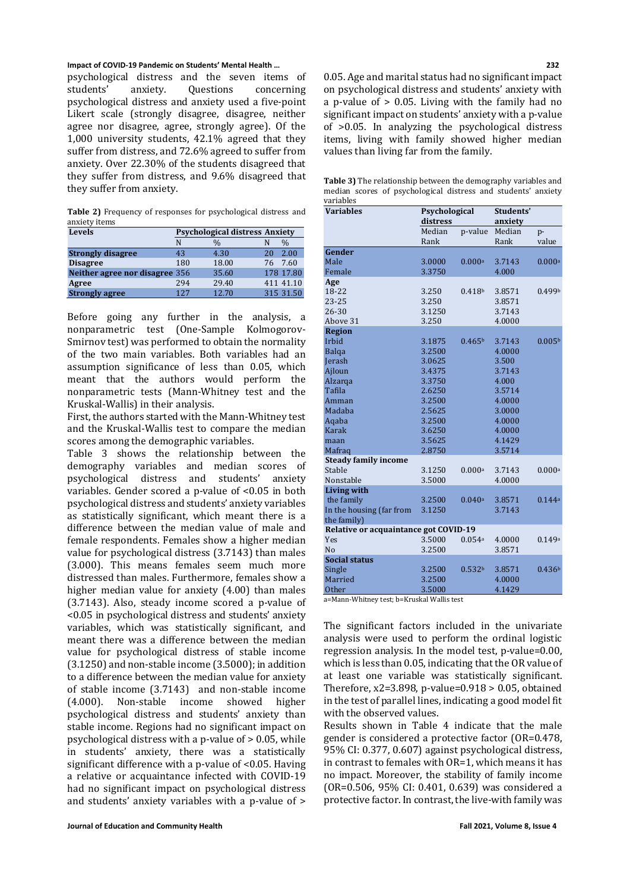psychological distress and the seven items of students' anxiety. Questions concerning psychological distress and anxiety used a five-point Likert scale (strongly disagree, disagree, neither agree nor disagree, agree, strongly agree). Of the 1,000 university students, 42.1% agreed that they suffer from distress, and 72.6% agreed to suffer from anxiety. Over 22.30% of the students disagreed that they suffer from distress, and 9.6% disagreed that they suffer from anxiety.

**Table 2)** Frequency of responses for psychological distress and anxiety items

| Levels | Psychological distress | | Anxiety | |
|---|---|---|---|---|
| | N | % | N | % |
| **Strongly disagree** | 43 | 4.30 | 20 | 2.00 |
| **Disagree** | 180 | 18.00 | 76 | 7.60 |
| **Neither agree nor disagree** | 356 | 35.60 | 178 | 17.80 |
| **Agree** | 294 | 29.40 | 411 | 41.10 |
| **Strongly agree** | 127 | 12.70 | 315 | 31.50 |

Before going any further in the analysis, a nonparametric test (One-Sample Kolmogorov-Smirnov test) was performed to obtain the normality of the two main variables. Both variables had an assumption significance of less than 0.05, which meant that the authors would perform the nonparametric tests (Mann-Whitney test and the Kruskal-Wallis) in their analysis.

First, the authors started with the Mann-Whitney test and the Kruskal-Wallis test to compare the median scores among the demographic variables.

Table 3 shows the relationship between the demography variables and median scores of psychological distress and students' anxiety variables. Gender scored a p-value of <0.05 in both psychological distress and students' anxiety variables as statistically significant, which meant there is a difference between the median value of male and female respondents. Females show a higher median value for psychological distress (3.7143) than males (3.000). This means females seem much more distressed than males. Furthermore, females show a higher median value for anxiety (4.00) than males (3.7143). Also, steady income scored a p-value of <0.05 in psychological distress and students' anxiety variables, which was statistically significant, and meant there was a difference between the median value for psychological distress of stable income (3.1250) and non-stable income (3.5000); in addition to a difference between the median value for anxiety of stable income (3.7143) and non-stable income (4.000). Non-stable income showed higher psychological distress and students' anxiety than stable income. Regions had no significant impact on psychological distress with a p-value of > 0.05, while in students' anxiety, there was a statistically significant difference with a p-value of <0.05. Having a relative or acquaintance infected with COVID-19 had no significant impact on psychological distress and students' anxiety variables with a p-value of > 0.05. Age and marital status had no significant impact on psychological distress and students' anxiety with a p-value of > 0.05. Living with the family had no significant impact on students' anxiety with a p-value of >0.05. In analyzing the psychological distress items, living with family showed higher median values than living far from the family.

**Table 3)** The relationship between the demography variables and median scores of psychological distress and students' anxiety variables

| Variables | Psychological distress | | Students' anxiety | |
|---|---|---|---|---|
| | Median Rank | p-value | Median Rank | p-value |
| **Gender** | | | | |
| Male | 3.0000 | 0.000[a] | 3.7143 | 0.000[a] |
| Female | 3.3750 | | 4.000 | |
| **Age** | | | | |
| 18-22 | 3.250 | 0.418[b] | 3.8571 | 0.499[b] |
| 23-25 | 3.250 | | 3.8571 | |
| 26-30 | 3.1250 | | 3.7143 | |
| Above 31 | 3.250 | | 4.0000 | |
| **Region** | | | | |
| Irbid | 3.1875 | 0.465[b] | 3.7143 | 0.005[b] |
| Balqa | 3.2500 | | 4.0000 | |
| Jerash | 3.0625 | | 3.500 | |
| Ajloun | 3.4375 | | 3.7143 | |
| Alzarqa | 3.3750 | | 4.000 | |
| Tafila | 2.6250 | | 3.5714 | |
| Amman | 3.2500 | | 4.0000 | |
| Madaba | 2.5625 | | 3.0000 | |
| Aqaba | 3.2500 | | 4.0000 | |
| Karak | 3.6250 | | 4.0000 | |
| maan | 3.5625 | | 4.1429 | |
| Mafraq | 2.8750 | | 3.5714 | |
| **Steady family income** | | | | |
| Stable | 3.1250 | 0.000[a] | 3.7143 | 0.000[a] |
| Nonstable | 3.5000 | | 4.0000 | |
| **Living with** | | | | |
| the family | 3.2500 | 0.040[a] | 3.8571 | 0.144[a] |
| In the housing (far from the family) | 3.1250 | | 3.7143 | |
| **Relative or acquaintance got COVID-19** | | | | |
| Yes | 3.5000 | 0.054[a] | 4.0000 | 0.149[a] |
| No | 3.2500 | | 3.8571 | |
| **Social status** | | | | |
| Single | 3.2500 | 0.532[b] | 3.8571 | 0.436[b] |
| Married | 3.2500 | | 4.0000 | |
| Other | 3.5000 | | 4.1429 | |

a=Mann-Whitney test; b=Kruskal Wallis test

The significant factors included in the univariate analysis were used to perform the ordinal logistic regression analysis. In the model test, p-value=0.00, which is less than 0.05, indicating that the OR value of at least one variable was statistically significant. Therefore, $x2=3.898$, p-value=0.918 > 0.05, obtained in the test of parallel lines, indicating a good model fit with the observed values.

Results shown in Table 4 indicate that the male gender is considered a protective factor (OR=0.478, 95% CI: 0.377, 0.607) against psychological distress, in contrast to females with OR=1, which means it has no impact. Moreover, the stability of family income (OR=0.506, 95% CI: 0.401, 0.639) was considered a protective factor. In contrast, the live-with family was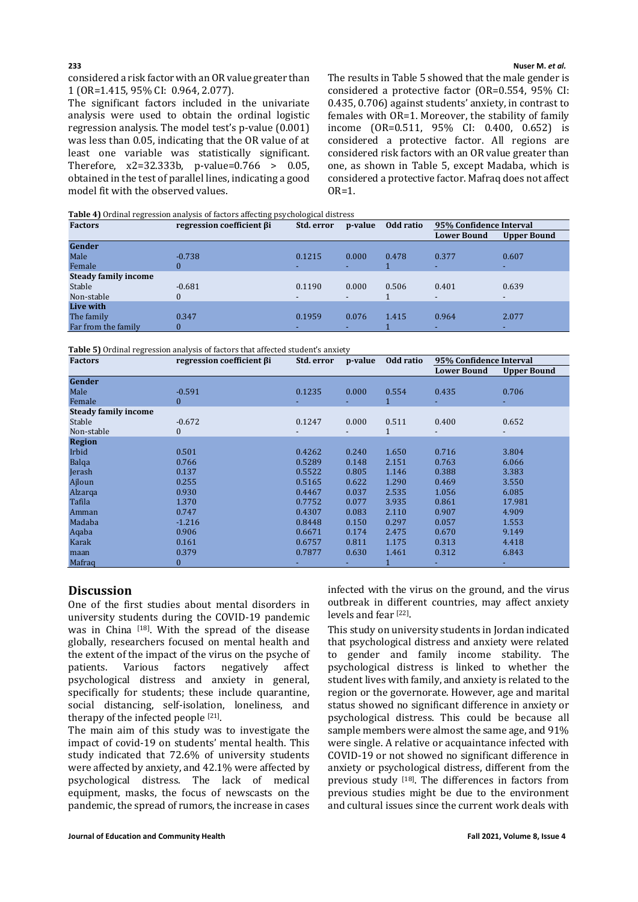considered a risk factor with an OR value greater than 1 (OR=1.415, 95% CI: 0.964, 2.077).

The significant factors included in the univariate analysis were used to obtain the ordinal logistic regression analysis. The model test's p-value (0.001) was less than 0.05, indicating that the OR value of at least one variable was statistically significant. Therefore, x2=32.333b, p-value=0.766 > 0.05, obtained in the test of parallel lines, indicating a good model fit with the observed values.

The results in Table 5 showed that the male gender is considered a protective factor (OR=0.554, 95% CI: 0.435, 0.706) against students' anxiety, in contrast to females with OR=1. Moreover, the stability of family income (OR=0.511, 95% CI: 0.400, 0.652) is considered a protective factor. All regions are considered risk factors with an OR value greater than one, as shown in Table 5, except Madaba, which is considered a protective factor. Mafraq does not affect OR=1.

**Table 4)** Ordinal regression analysis of factors affecting psychological distress

| Factors | regression coefficient βi | Std. error | p-value | Odd ratio | 95% Confidence Interval | |
|---|---|---|---|---|---|---|
| | | | | | Lower Bound | Upper Bound |
| **Gender** | | | | | | |
| Male | -0.738 | 0.1215 | 0.000 | 0.478 | 0.377 | 0.607 |
| Female | 0 | - | - | 1 | - | - |
| **Steady family income** | | | | | | |
| Stable | -0.681 | 0.1190 | 0.000 | 0.506 | 0.401 | 0.639 |
| Non-stable | 0 | - | - | 1 | - | - |
| **Live with** | | | | | | |
| The family | 0.347 | 0.1959 | 0.076 | 1.415 | 0.964 | 2.077 |
| Far from the family | 0 | - | - | 1 | - | - |

**Table 5)** Ordinal regression analysis of factors that affected student's anxiety

| Factors | regression coefficient βi | Std. error | p-value | Odd ratio | 95% Confidence Interval | |
|---|---|---|---|---|---|---|
| | | | | | Lower Bound | Upper Bound |
| **Gender** | | | | | | |
| Male | -0.591 | 0.1235 | 0.000 | 0.554 | 0.435 | 0.706 |
| Female | 0 | - | - | 1 | - | - |
| **Steady family income** | | | | | | |
| Stable | -0.672 | 0.1247 | 0.000 | 0.511 | 0.400 | 0.652 |
| Non-stable | 0 | - | - | 1 | - | - |
| **Region** | | | | | | |
| Irbid | 0.501 | 0.4262 | 0.240 | 1.650 | 0.716 | 3.804 |
| Balqa | 0.766 | 0.5289 | 0.148 | 2.151 | 0.763 | 6.066 |
| Jerash | 0.137 | 0.5522 | 0.805 | 1.146 | 0.388 | 3.383 |
| Ajloun | 0.255 | 0.5165 | 0.622 | 1.290 | 0.469 | 3.550 |
| Alzarqa | 0.930 | 0.4467 | 0.037 | 2.535 | 1.056 | 6.085 |
| Tafila | 1.370 | 0.7752 | 0.077 | 3.935 | 0.861 | 17.981 |
| Amman | 0.747 | 0.4307 | 0.083 | 2.110 | 0.907 | 4.909 |
| Madaba | -1.216 | 0.8448 | 0.150 | 0.297 | 0.057 | 1.553 |
| Aqaba | 0.906 | 0.6671 | 0.174 | 2.475 | 0.670 | 9.149 |
| Karak | 0.161 | 0.6757 | 0.811 | 1.175 | 0.313 | 4.418 |
| maan | 0.379 | 0.7877 | 0.630 | 1.461 | 0.312 | 6.843 |
| Mafraq | 0 | - | - | 1 | - | - |

## Discussion

One of the first studies about mental disorders in university students during the COVID-19 pandemic was in China [18]. With the spread of the disease globally, researchers focused on mental health and the extent of the impact of the virus on the psyche of patients. Various factors negatively affect psychological distress and anxiety in general, specifically for students; these include quarantine, social distancing, self-isolation, loneliness, and therapy of the infected people [21].

The main aim of this study was to investigate the impact of covid-19 on students' mental health. This study indicated that 72.6% of university students were affected by anxiety, and 42.1% were affected by psychological distress. The lack of medical equipment, masks, the focus of newscasts on the pandemic, the spread of rumors, the increase in cases infected with the virus on the ground, and the virus outbreak in different countries, may affect anxiety levels and fear [22].

This study on university students in Jordan indicated that psychological distress and anxiety were related to gender and family income stability. The psychological distress is linked to whether the student lives with family, and anxiety is related to the region or the governorate. However, age and marital status showed no significant difference in anxiety or psychological distress. This could be because all sample members were almost the same age, and 91% were single. A relative or acquaintance infected with COVID-19 or not showed no significant difference in anxiety or psychological distress, different from the previous study [18]. The differences in factors from previous studies might be due to the environment and cultural issues since the current work deals with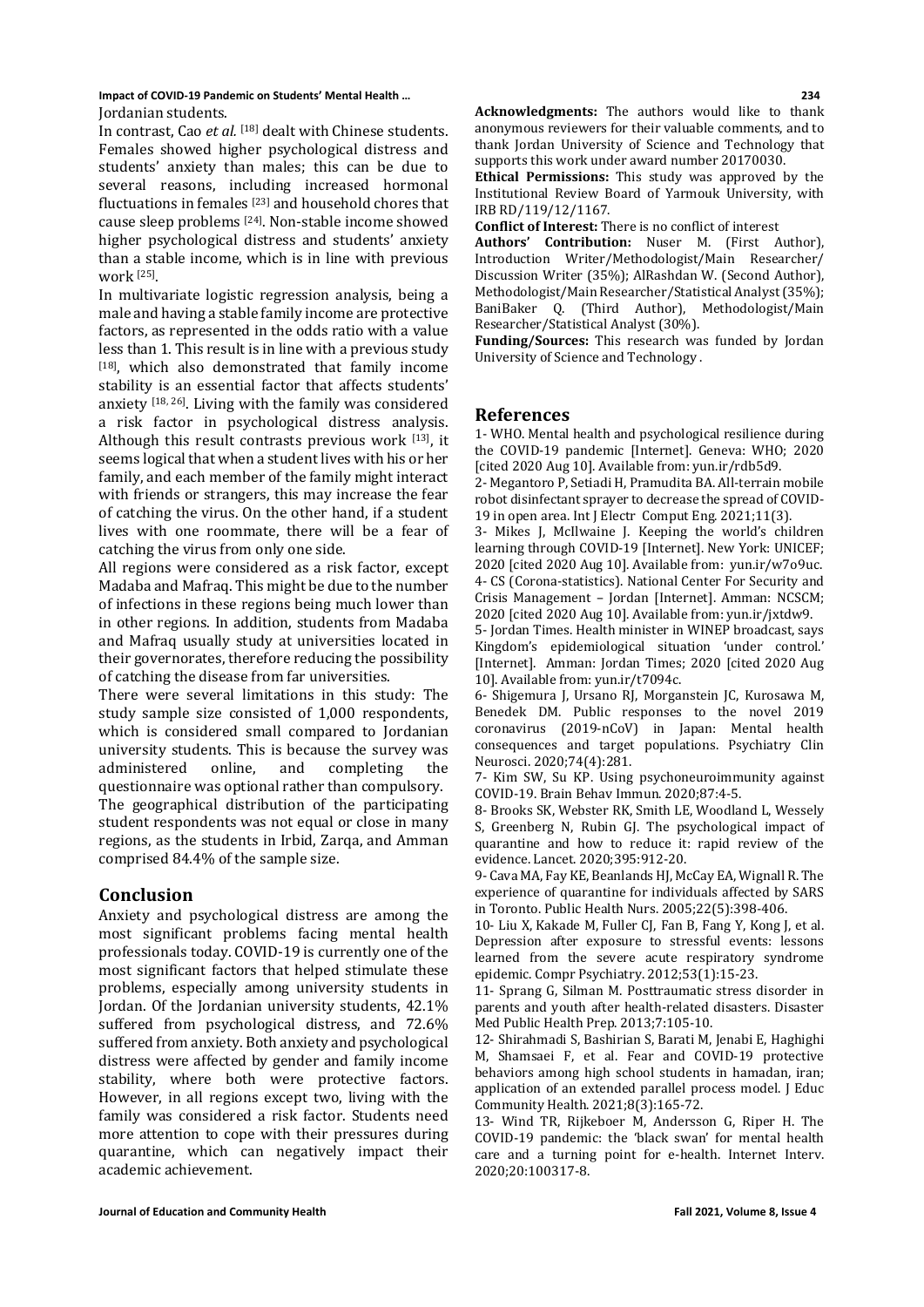Jordanian students.

In contrast, Cao *et al.* [18] dealt with Chinese students. Females showed higher psychological distress and students' anxiety than males; this can be due to several reasons, including increased hormonal fluctuations in females [23] and household chores that cause sleep problems [24]. Non-stable income showed higher psychological distress and students' anxiety than a stable income, which is in line with previous work [25].

In multivariate logistic regression analysis, being a male and having a stable family income are protective factors, as represented in the odds ratio with a value less than 1. This result is in line with a previous study [18], which also demonstrated that family income stability is an essential factor that affects students' anxiety [18, 26]. Living with the family was considered a risk factor in psychological distress analysis. Although this result contrasts previous work [13], it seems logical that when a student lives with his or her family, and each member of the family might interact with friends or strangers, this may increase the fear of catching the virus. On the other hand, if a student lives with one roommate, there will be a fear of catching the virus from only one side.

All regions were considered as a risk factor, except Madaba and Mafraq. This might be due to the number of infections in these regions being much lower than in other regions. In addition, students from Madaba and Mafraq usually study at universities located in their governorates, therefore reducing the possibility of catching the disease from far universities.

There were several limitations in this study: The study sample size consisted of 1,000 respondents, which is considered small compared to Jordanian university students. This is because the survey was administered online, and completing the questionnaire was optional rather than compulsory.

The geographical distribution of the participating student respondents was not equal or close in many regions, as the students in Irbid, Zarqa, and Amman comprised 84.4% of the sample size.

## Conclusion

Anxiety and psychological distress are among the most significant problems facing mental health professionals today. COVID-19 is currently one of the most significant factors that helped stimulate these problems, especially among university students in Jordan. Of the Jordanian university students, 42.1% suffered from psychological distress, and 72.6% suffered from anxiety. Both anxiety and psychological distress were affected by gender and family income stability, where both were protective factors. However, in all regions except two, living with the family was considered a risk factor. Students need more attention to cope with their pressures during quarantine, which can negatively impact their academic achievement.

**Acknowledgments:** The authors would like to thank anonymous reviewers for their valuable comments, and to thank Jordan University of Science and Technology that supports this work under award number 20170030.

**Ethical Permissions:** This study was approved by the Institutional Review Board of Yarmouk University, with IRB RD/119/12/1167.

**Conflict of Interest:** There is no conflict of interest

**Authors' Contribution:** Nuser M. (First Author), Introduction Writer/Methodologist/Main Researcher/ Discussion Writer (35%); AlRashdan W. (Second Author), Methodologist/Main Researcher/Statistical Analyst (35%); BaniBaker Q. (Third Author), Methodologist/Main Researcher/Statistical Analyst (30%).

**Funding/Sources:** This research was funded by Jordan University of Science and Technology .

## References

1- WHO. Mental health and psychological resilience during the COVID-19 pandemic [Internet]. Geneva: WHO; 2020 [cited 2020 Aug 10]. Available from: yun.ir/rdb5d9.

2- Megantoro P, Setiadi H, Pramudita BA. All-terrain mobile robot disinfectant sprayer to decrease the spread of COVID-19 in open area. Int J Electr Comput Eng. 2021;11(3).

3- Mikes J, McIlwaine J. Keeping the world's children learning through COVID-19 [Internet]. New York: UNICEF; 2020 [cited 2020 Aug 10]. Available from: yun.ir/w7o9uc.

4- CS (Corona-statistics). National Center For Security and Crisis Management – Jordan [Internet]. Amman: NCSCM; 2020 [cited 2020 Aug 10]. Available from: yun.ir/jxtdw9.

5- Jordan Times. Health minister in WINEP broadcast, says Kingdom's epidemiological situation 'under control.' [Internet]. Amman: Jordan Times; 2020 [cited 2020 Aug 10]. Available from: yun.ir/t7094c.

6- Shigemura J, Ursano RJ, Morganstein JC, Kurosawa M, Benedek DM. Public responses to the novel 2019 coronavirus (2019-nCoV) in Japan: Mental health consequences and target populations. Psychiatry Clin Neurosci. 2020;74(4):281.

7- Kim SW, Su KP. Using psychoneuroimmunity against COVID-19. Brain Behav Immun. 2020;87:4-5.

8- Brooks SK, Webster RK, Smith LE, Woodland L, Wessely S, Greenberg N, Rubin GJ. The psychological impact of quarantine and how to reduce it: rapid review of the evidence. Lancet. 2020;395:912-20.

9- Cava MA, Fay KE, Beanlands HJ, McCay EA, Wignall R. The experience of quarantine for individuals affected by SARS in Toronto. Public Health Nurs. 2005;22(5):398-406.

10- Liu X, Kakade M, Fuller CJ, Fan B, Fang Y, Kong J, et al. Depression after exposure to stressful events: lessons learned from the severe acute respiratory syndrome epidemic. Compr Psychiatry. 2012;53(1):15-23.

11- Sprang G, Silman M. Posttraumatic stress disorder in parents and youth after health-related disasters. Disaster Med Public Health Prep. 2013;7:105-10.

12- Shirahmadi S, Bashirian S, Barati M, Jenabi E, Haghighi M, Shamsaei F, et al. Fear and COVID-19 protective behaviors among high school students in hamadan, iran; application of an extended parallel process model. J Educ Community Health. 2021;8(3):165-72.

13- Wind TR, Rijkeboer M, Andersson G, Riper H. The COVID-19 pandemic: the 'black swan' for mental health care and a turning point for e-health. Internet Interv. 2020;20:100317-8.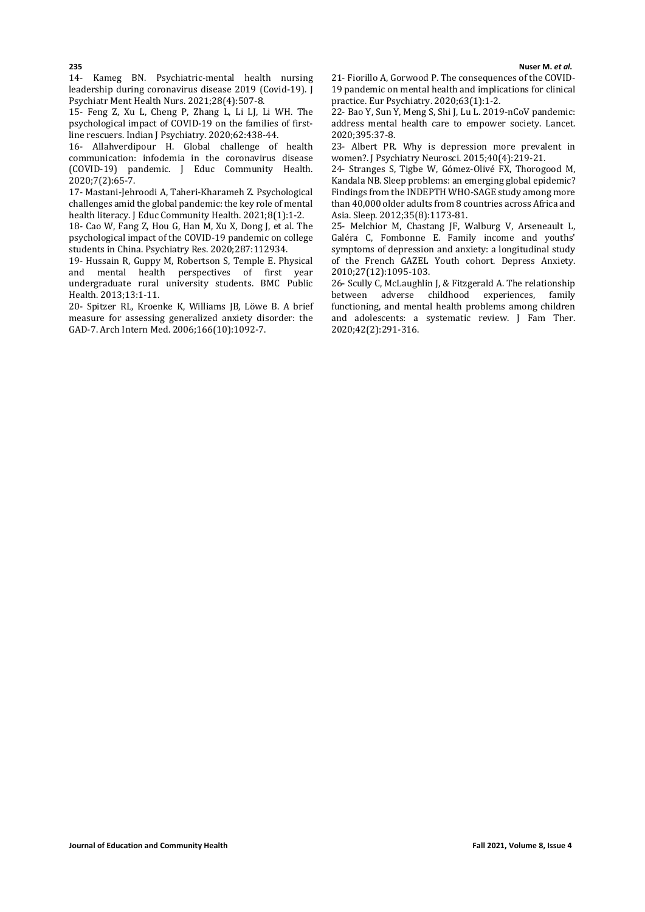14- Kameg BN. Psychiatric-mental health nursing leadership during coronavirus disease 2019 (Covid-19). J Psychiatr Ment Health Nurs. 2021;28(4):507-8.

15- Feng Z, Xu L, Cheng P, Zhang L, Li LJ, Li WH. The psychological impact of COVID-19 on the families of first-line rescuers. Indian J Psychiatry. 2020;62:438-44.

16- Allahverdipour H. Global challenge of health communication: infodemia in the coronavirus disease (COVID-19) pandemic. J Educ Community Health. 2020;7(2):65-7.

17- Mastani-Jehroodi A, Taheri-Kharameh Z. Psychological challenges amid the global pandemic: the key role of mental health literacy. J Educ Community Health. 2021;8(1):1-2.

18- Cao W, Fang Z, Hou G, Han M, Xu X, Dong J, et al. The psychological impact of the COVID-19 pandemic on college students in China. Psychiatry Res. 2020;287:112934.

19- Hussain R, Guppy M, Robertson S, Temple E. Physical and mental health perspectives of first year undergraduate rural university students. BMC Public Health. 2013;13:1-11.

20- Spitzer RL, Kroenke K, Williams JB, Löwe B. A brief measure for assessing generalized anxiety disorder: the GAD-7. Arch Intern Med. 2006;166(10):1092-7.

21- Fiorillo A, Gorwood P. The consequences of the COVID-19 pandemic on mental health and implications for clinical practice. Eur Psychiatry. 2020;63(1):1-2.

22- Bao Y, Sun Y, Meng S, Shi J, Lu L. 2019-nCoV pandemic: address mental health care to empower society. Lancet. 2020;395:37-8.

23- Albert PR. Why is depression more prevalent in women?. J Psychiatry Neurosci. 2015;40(4):219-21.

24- Stranges S, Tigbe W, Gómez-Olivé FX, Thorogood M, Kandala NB. Sleep problems: an emerging global epidemic? Findings from the INDEPTH WHO-SAGE study among more than 40,000 older adults from 8 countries across Africa and Asia. Sleep. 2012;35(8):1173-81.

25- Melchior M, Chastang JF, Walburg V, Arseneault L, Galéra C, Fombonne E. Family income and youths' symptoms of depression and anxiety: a longitudinal study of the French GAZEL Youth cohort. Depress Anxiety. 2010;27(12):1095-103.

26- Scully C, McLaughlin J, & Fitzgerald A. The relationship between adverse childhood experiences, family functioning, and mental health problems among children and adolescents: a systematic review. J Fam Ther. 2020;42(2):291-316.